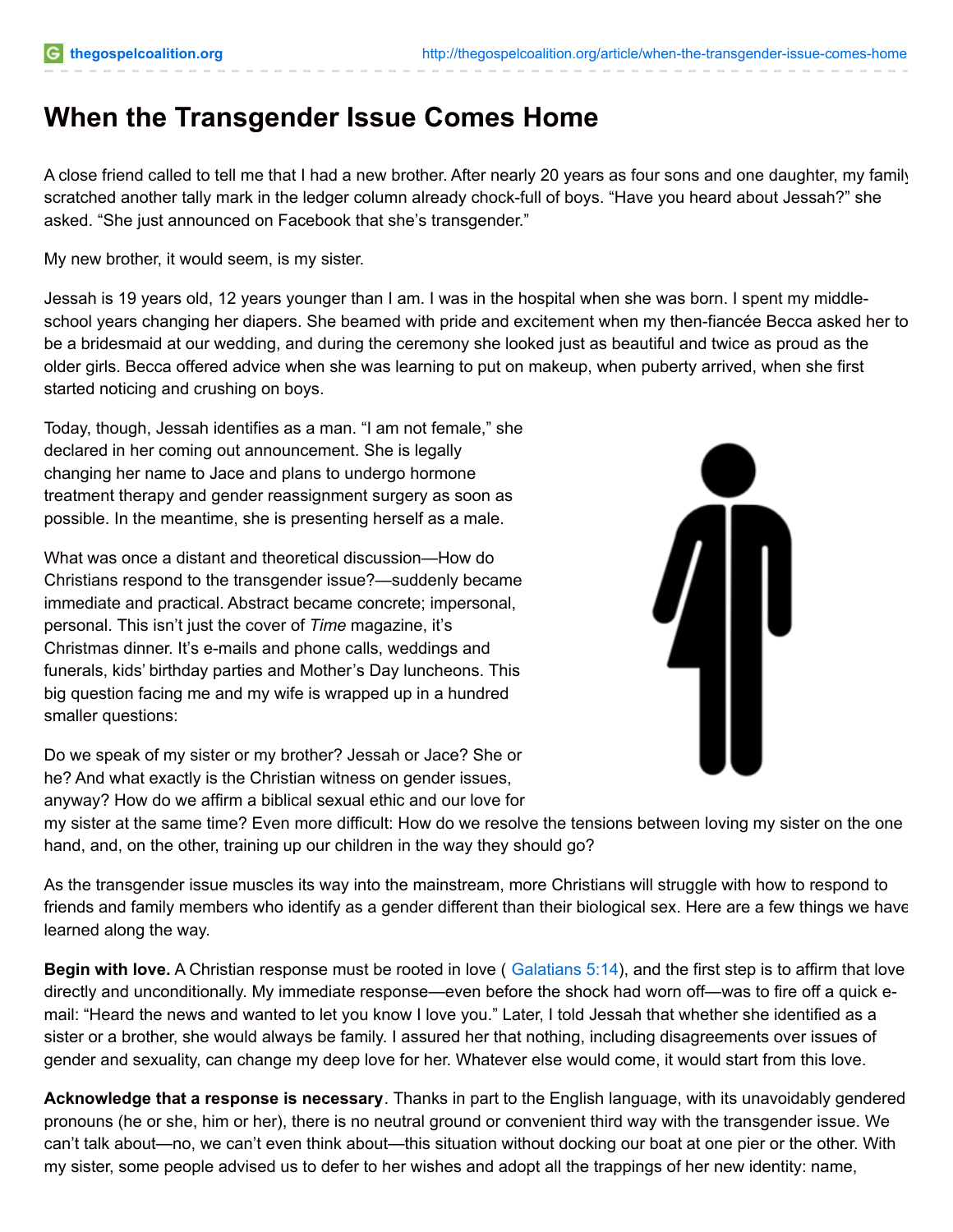# When the Transgender Issue Comes Home

A close friend called to tell me that I had a new brother. After nearly 20 years as four sons and one daughter, my family scratched another tally mark in the ledger column already chock-full of boys. "Have you heard about Jessah?" she asked. "She just announced on Facebook that she's transgender."

My new brother, it would seem, is my sister.

Jessah is 19 years old, 12 years younger than I am. I was in the hospital when she was born. I spent my middle-school years changing her diapers. She beamed with pride and excitement when my then-fiancée Becca asked her to be a bridesmaid at our wedding, and during the ceremony she looked just as beautiful and twice as proud as the older girls. Becca offered advice when she was learning to put on makeup, when puberty arrived, when she first started noticing and crushing on boys.

Today, though, Jessah identifies as a man. "I am not female," she declared in her coming out announcement. She is legally changing her name to Jace and plans to undergo hormone treatment therapy and gender reassignment surgery as soon as possible. In the meantime, she is presenting herself as a male.

What was once a distant and theoretical discussion—How do Christians respond to the transgender issue?—suddenly became immediate and practical. Abstract became concrete; impersonal, personal. This isn't just the cover of *Time* magazine, it's Christmas dinner. It's e-mails and phone calls, weddings and funerals, kids' birthday parties and Mother's Day luncheons. This big question facing me and my wife is wrapped up in a hundred smaller questions:

Do we speak of my sister or my brother? Jessah or Jace? She or he? And what exactly is the Christian witness on gender issues, anyway? How do we affirm a biblical sexual ethic and our love for my sister at the same time? Even more difficult: How do we resolve the tensions between loving my sister on the one hand, and, on the other, training up our children in the way they should go?

As the transgender issue muscles its way into the mainstream, more Christians will struggle with how to respond to friends and family members who identify as a gender different than their biological sex. Here are a few things we have learned along the way.

**Begin with love.** A Christian response must be rooted in love ( Galatians 5:14), and the first step is to affirm that love directly and unconditionally. My immediate response—even before the shock had worn off—was to fire off a quick e-mail: "Heard the news and wanted to let you know I love you." Later, I told Jessah that whether she identified as a sister or a brother, she would always be family. I assured her that nothing, including disagreements over issues of gender and sexuality, can change my deep love for her. Whatever else would come, it would start from this love.

**Acknowledge that a response is necessary**. Thanks in part to the English language, with its unavoidably gendered pronouns (he or she, him or her), there is no neutral ground or convenient third way with the transgender issue. We can't talk about—no, we can't even think about—this situation without docking our boat at one pier or the other. With my sister, some people advised us to defer to her wishes and adopt all the trappings of her new identity: name,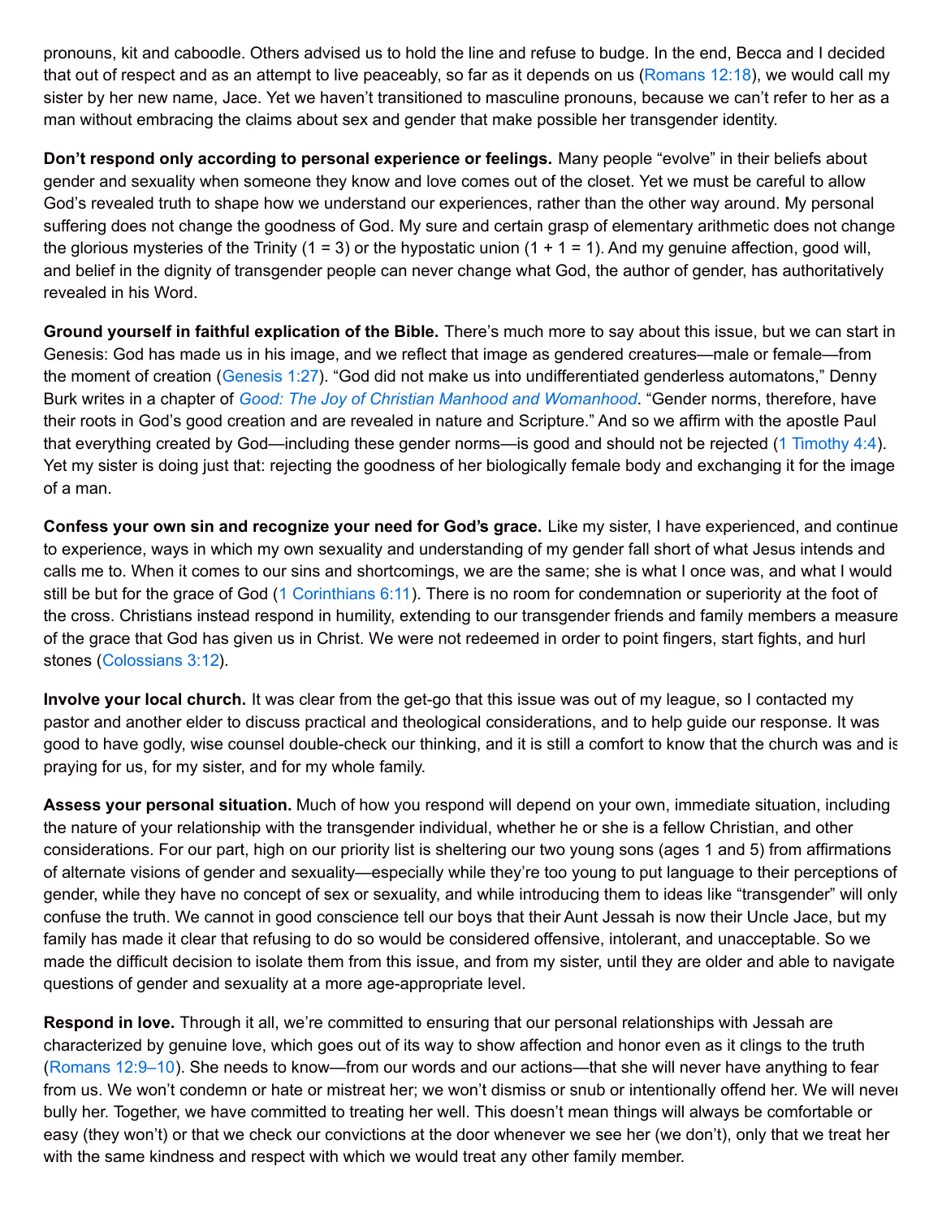pronouns, kit and caboodle. Others advised us to hold the line and refuse to budge. In the end, Becca and I decided that out of respect and as an attempt to live peaceably, so far as it depends on us (Romans 12:18), we would call my sister by her new name, Jace. Yet we haven't transitioned to masculine pronouns, because we can't refer to her as a man without embracing the claims about sex and gender that make possible her transgender identity.

**Don't respond only according to personal experience or feelings.** Many people "evolve" in their beliefs about gender and sexuality when someone they know and love comes out of the closet. Yet we must be careful to allow God's revealed truth to shape how we understand our experiences, rather than the other way around. My personal suffering does not change the goodness of God. My sure and certain grasp of elementary arithmetic does not change the glorious mysteries of the Trinity (1 = 3) or the hypostatic union (1 + 1 = 1). And my genuine affection, good will, and belief in the dignity of transgender people can never change what God, the author of gender, has authoritatively revealed in his Word.

**Ground yourself in faithful explication of the Bible.** There's much more to say about this issue, but we can start in Genesis: God has made us in his image, and we reflect that image as gendered creatures—male or female—from the moment of creation (Genesis 1:27). "God did not make us into undifferentiated genderless automatons," Denny Burk writes in a chapter of *Good: The Joy of Christian Manhood and Womanhood*. "Gender norms, therefore, have their roots in God's good creation and are revealed in nature and Scripture." And so we affirm with the apostle Paul that everything created by God—including these gender norms—is good and should not be rejected (1 Timothy 4:4). Yet my sister is doing just that: rejecting the goodness of her biologically female body and exchanging it for the image of a man.

**Confess your own sin and recognize your need for God's grace.** Like my sister, I have experienced, and continue to experience, ways in which my own sexuality and understanding of my gender fall short of what Jesus intends and calls me to. When it comes to our sins and shortcomings, we are the same; she is what I once was, and what I would still be but for the grace of God (1 Corinthians 6:11). There is no room for condemnation or superiority at the foot of the cross. Christians instead respond in humility, extending to our transgender friends and family members a measure of the grace that God has given us in Christ. We were not redeemed in order to point fingers, start fights, and hurl stones (Colossians 3:12).

**Involve your local church.** It was clear from the get-go that this issue was out of my league, so I contacted my pastor and another elder to discuss practical and theological considerations, and to help guide our response. It was good to have godly, wise counsel double-check our thinking, and it is still a comfort to know that the church was and is praying for us, for my sister, and for my whole family.

**Assess your personal situation.** Much of how you respond will depend on your own, immediate situation, including the nature of your relationship with the transgender individual, whether he or she is a fellow Christian, and other considerations. For our part, high on our priority list is sheltering our two young sons (ages 1 and 5) from affirmations of alternate visions of gender and sexuality—especially while they're too young to put language to their perceptions of gender, while they have no concept of sex or sexuality, and while introducing them to ideas like "transgender" will only confuse the truth. We cannot in good conscience tell our boys that their Aunt Jessah is now their Uncle Jace, but my family has made it clear that refusing to do so would be considered offensive, intolerant, and unacceptable. So we made the difficult decision to isolate them from this issue, and from my sister, until they are older and able to navigate questions of gender and sexuality at a more age-appropriate level.

**Respond in love.** Through it all, we're committed to ensuring that our personal relationships with Jessah are characterized by genuine love, which goes out of its way to show affection and honor even as it clings to the truth (Romans 12:9–10). She needs to know—from our words and our actions—that she will never have anything to fear from us. We won't condemn or hate or mistreat her; we won't dismiss or snub or intentionally offend her. We will never bully her. Together, we have committed to treating her well. This doesn't mean things will always be comfortable or easy (they won't) or that we check our convictions at the door whenever we see her (we don't), only that we treat her with the same kindness and respect with which we would treat any other family member.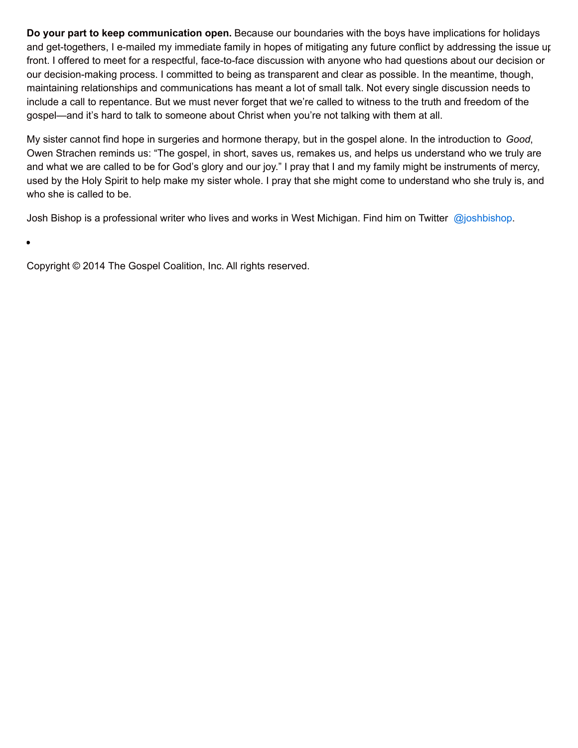**Do your part to keep communication open.** Because our boundaries with the boys have implications for holidays and get-togethers, I e-mailed my immediate family in hopes of mitigating any future conflict by addressing the issue up front. I offered to meet for a respectful, face-to-face discussion with anyone who had questions about our decision or our decision-making process. I committed to being as transparent and clear as possible. In the meantime, though, maintaining relationships and communications has meant a lot of small talk. Not every single discussion needs to include a call to repentance. But we must never forget that we're called to witness to the truth and freedom of the gospel—and it's hard to talk to someone about Christ when you're not talking with them at all.

My sister cannot find hope in surgeries and hormone therapy, but in the gospel alone. In the introduction to *Good*, Owen Strachen reminds us: "The gospel, in short, saves us, remakes us, and helps us understand who we truly are and what we are called to be for God's glory and our joy." I pray that I and my family might be instruments of mercy, used by the Holy Spirit to help make my sister whole. I pray that she might come to understand who she truly is, and who she is called to be.

Josh Bishop is a professional writer who lives and works in West Michigan. Find him on Twitter @joshbishop.

Copyright © 2014 The Gospel Coalition, Inc. All rights reserved.